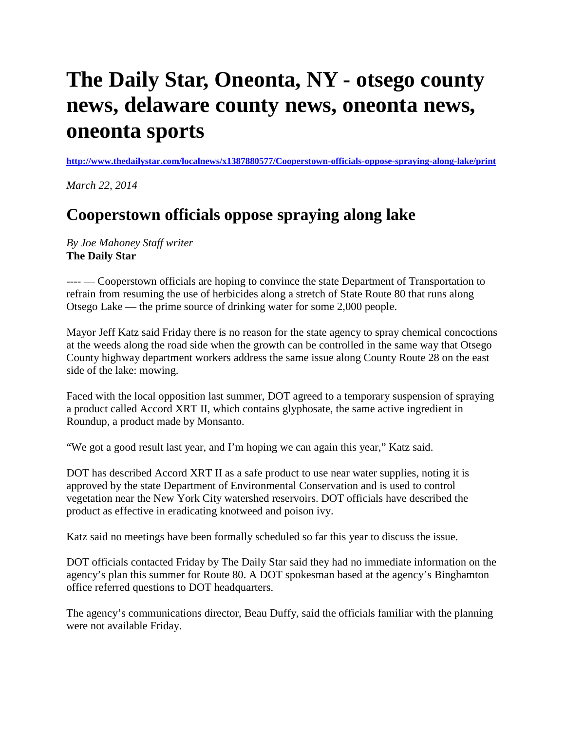# The Daily Star, Oneonta, NY - otsego county news, delaware county news, oneonta news, oneonta sports

**http://www.thedailystar.com/localnews/x1387880577/Cooperstown-officials-oppose-spraying-along-lake/print**

*March 22, 2014*

## Cooperstown officials oppose spraying along lake

*By Joe Mahoney Staff writer*
**The Daily Star**

---- — Cooperstown officials are hoping to convince the state Department of Transportation to refrain from resuming the use of herbicides along a stretch of State Route 80 that runs along Otsego Lake — the prime source of drinking water for some 2,000 people.

Mayor Jeff Katz said Friday there is no reason for the state agency to spray chemical concoctions at the weeds along the road side when the growth can be controlled in the same way that Otsego County highway department workers address the same issue along County Route 28 on the east side of the lake: mowing.

Faced with the local opposition last summer, DOT agreed to a temporary suspension of spraying a product called Accord XRT II, which contains glyphosate, the same active ingredient in Roundup, a product made by Monsanto.

"We got a good result last year, and I'm hoping we can again this year," Katz said.

DOT has described Accord XRT II as a safe product to use near water supplies, noting it is approved by the state Department of Environmental Conservation and is used to control vegetation near the New York City watershed reservoirs. DOT officials have described the product as effective in eradicating knotweed and poison ivy.

Katz said no meetings have been formally scheduled so far this year to discuss the issue.

DOT officials contacted Friday by The Daily Star said they had no immediate information on the agency's plan this summer for Route 80. A DOT spokesman based at the agency's Binghamton office referred questions to DOT headquarters.

The agency's communications director, Beau Duffy, said the officials familiar with the planning were not available Friday.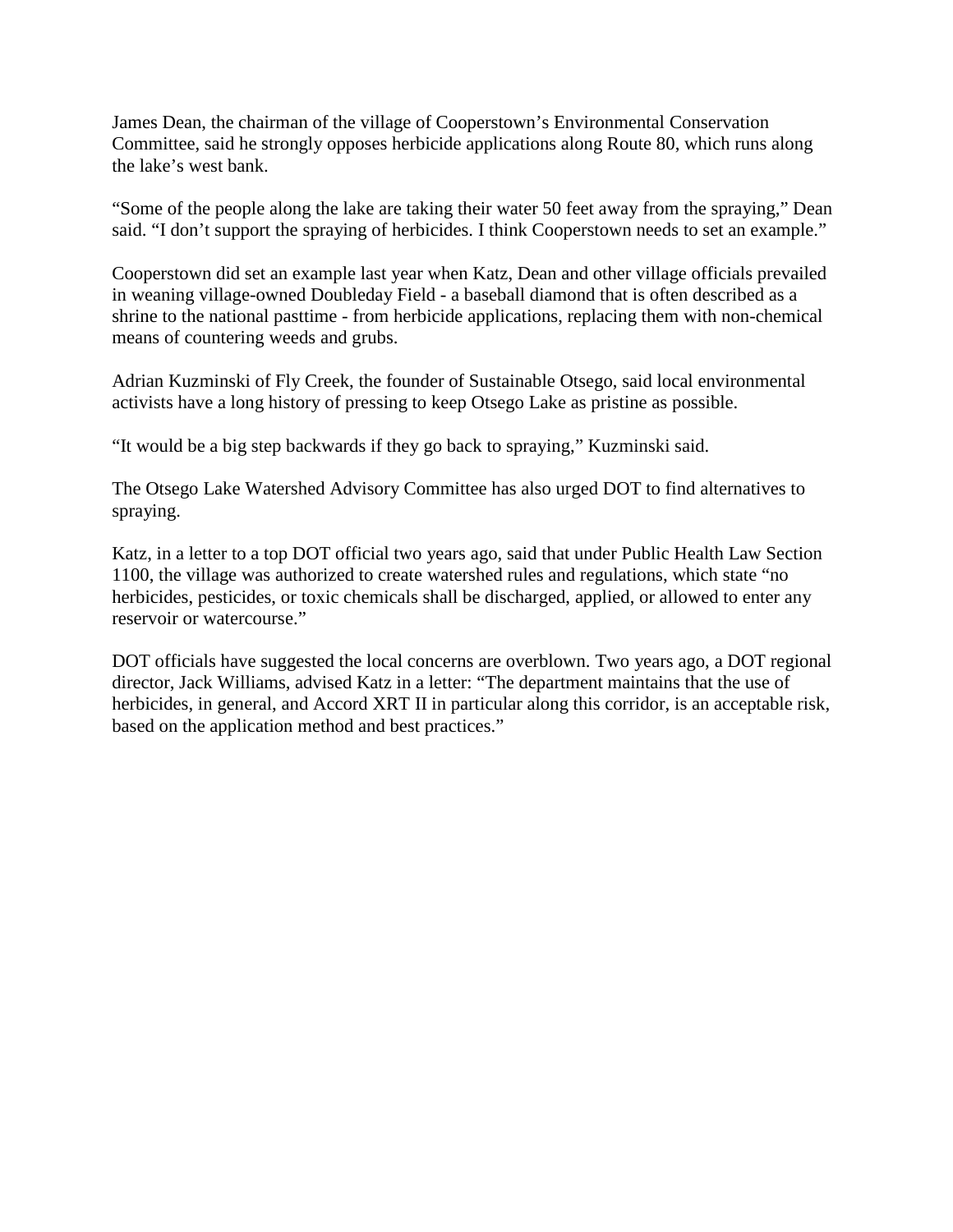James Dean, the chairman of the village of Cooperstown's Environmental Conservation Committee, said he strongly opposes herbicide applications along Route 80, which runs along the lake's west bank.

"Some of the people along the lake are taking their water 50 feet away from the spraying," Dean said. "I don't support the spraying of herbicides. I think Cooperstown needs to set an example."

Cooperstown did set an example last year when Katz, Dean and other village officials prevailed in weaning village-owned Doubleday Field - a baseball diamond that is often described as a shrine to the national pasttime - from herbicide applications, replacing them with non-chemical means of countering weeds and grubs.

Adrian Kuzminski of Fly Creek, the founder of Sustainable Otsego, said local environmental activists have a long history of pressing to keep Otsego Lake as pristine as possible.

"It would be a big step backwards if they go back to spraying," Kuzminski said.

The Otsego Lake Watershed Advisory Committee has also urged DOT to find alternatives to spraying.

Katz, in a letter to a top DOT official two years ago, said that under Public Health Law Section 1100, the village was authorized to create watershed rules and regulations, which state "no herbicides, pesticides, or toxic chemicals shall be discharged, applied, or allowed to enter any reservoir or watercourse."

DOT officials have suggested the local concerns are overblown. Two years ago, a DOT regional director, Jack Williams, advised Katz in a letter: "The department maintains that the use of herbicides, in general, and Accord XRT II in particular along this corridor, is an acceptable risk, based on the application method and best practices."